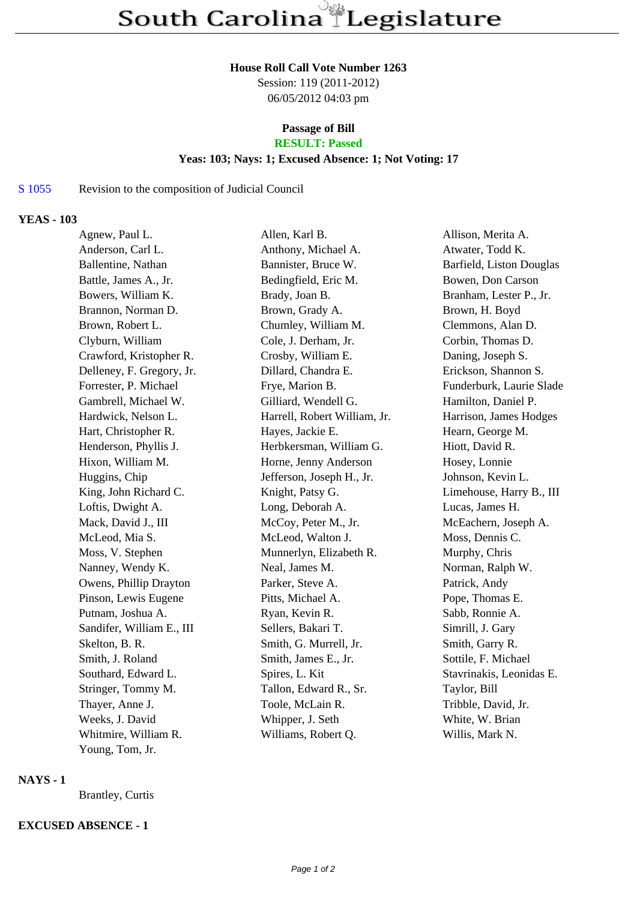# South Carolina Legislature

**House Roll Call Vote Number 1263**
Session: 119 (2011-2012)
06/05/2012 04:03 pm

**Passage of Bill**
**RESULT: Passed**
**Yeas: 103; Nays: 1; Excused Absence: 1; Not Voting: 17**

S 1055 Revision to the composition of Judicial Council

**YEAS - 103**

| | | |
|---|---|---|
| Agnew, Paul L. | Allen, Karl B. | Allison, Merita A. |
| Anderson, Carl L. | Anthony, Michael A. | Atwater, Todd K. |
| Ballentine, Nathan | Bannister, Bruce W. | Barfield, Liston Douglas |
| Battle, James A., Jr. | Bedingfield, Eric M. | Bowen, Don Carson |
| Bowers, William K. | Brady, Joan B. | Branham, Lester P., Jr. |
| Brannon, Norman D. | Brown, Grady A. | Brown, H. Boyd |
| Brown, Robert L. | Chumley, William M. | Clemmons, Alan D. |
| Clyburn, William | Cole, J. Derham, Jr. | Corbin, Thomas D. |
| Crawford, Kristopher R. | Crosby, William E. | Daning, Joseph S. |
| Delleney, F. Gregory, Jr. | Dillard, Chandra E. | Erickson, Shannon S. |
| Forrester, P. Michael | Frye, Marion B. | Funderburk, Laurie Slade |
| Gambrell, Michael W. | Gilliard, Wendell G. | Hamilton, Daniel P. |
| Hardwick, Nelson L. | Harrell, Robert William, Jr. | Harrison, James Hodges |
| Hart, Christopher R. | Hayes, Jackie E. | Hearn, George M. |
| Henderson, Phyllis J. | Herbkersman, William G. | Hiott, David R. |
| Hixon, William M. | Horne, Jenny Anderson | Hosey, Lonnie |
| Huggins, Chip | Jefferson, Joseph H., Jr. | Johnson, Kevin L. |
| King, John Richard C. | Knight, Patsy G. | Limehouse, Harry B., III |
| Loftis, Dwight A. | Long, Deborah A. | Lucas, James H. |
| Mack, David J., III | McCoy, Peter M., Jr. | McEachern, Joseph A. |
| McLeod, Mia S. | McLeod, Walton J. | Moss, Dennis C. |
| Moss, V. Stephen | Munnerlyn, Elizabeth R. | Murphy, Chris |
| Nanney, Wendy K. | Neal, James M. | Norman, Ralph W. |
| Owens, Phillip Drayton | Parker, Steve A. | Patrick, Andy |
| Pinson, Lewis Eugene | Pitts, Michael A. | Pope, Thomas E. |
| Putnam, Joshua A. | Ryan, Kevin R. | Sabb, Ronnie A. |
| Sandifer, William E., III | Sellers, Bakari T. | Simrill, J. Gary |
| Skelton, B. R. | Smith, G. Murrell, Jr. | Smith, Garry R. |
| Smith, J. Roland | Smith, James E., Jr. | Sottile, F. Michael |
| Southard, Edward L. | Spires, L. Kit | Stavrinakis, Leonidas E. |
| Stringer, Tommy M. | Tallon, Edward R., Sr. | Taylor, Bill |
| Thayer, Anne J. | Toole, McLain R. | Tribble, David, Jr. |
| Weeks, J. David | Whipper, J. Seth | White, W. Brian |
| Whitmire, William R. | Williams, Robert Q. | Willis, Mark N. |
| Young, Tom, Jr. | | |

**NAYS - 1**

Brantley, Curtis

**EXCUSED ABSENCE - 1**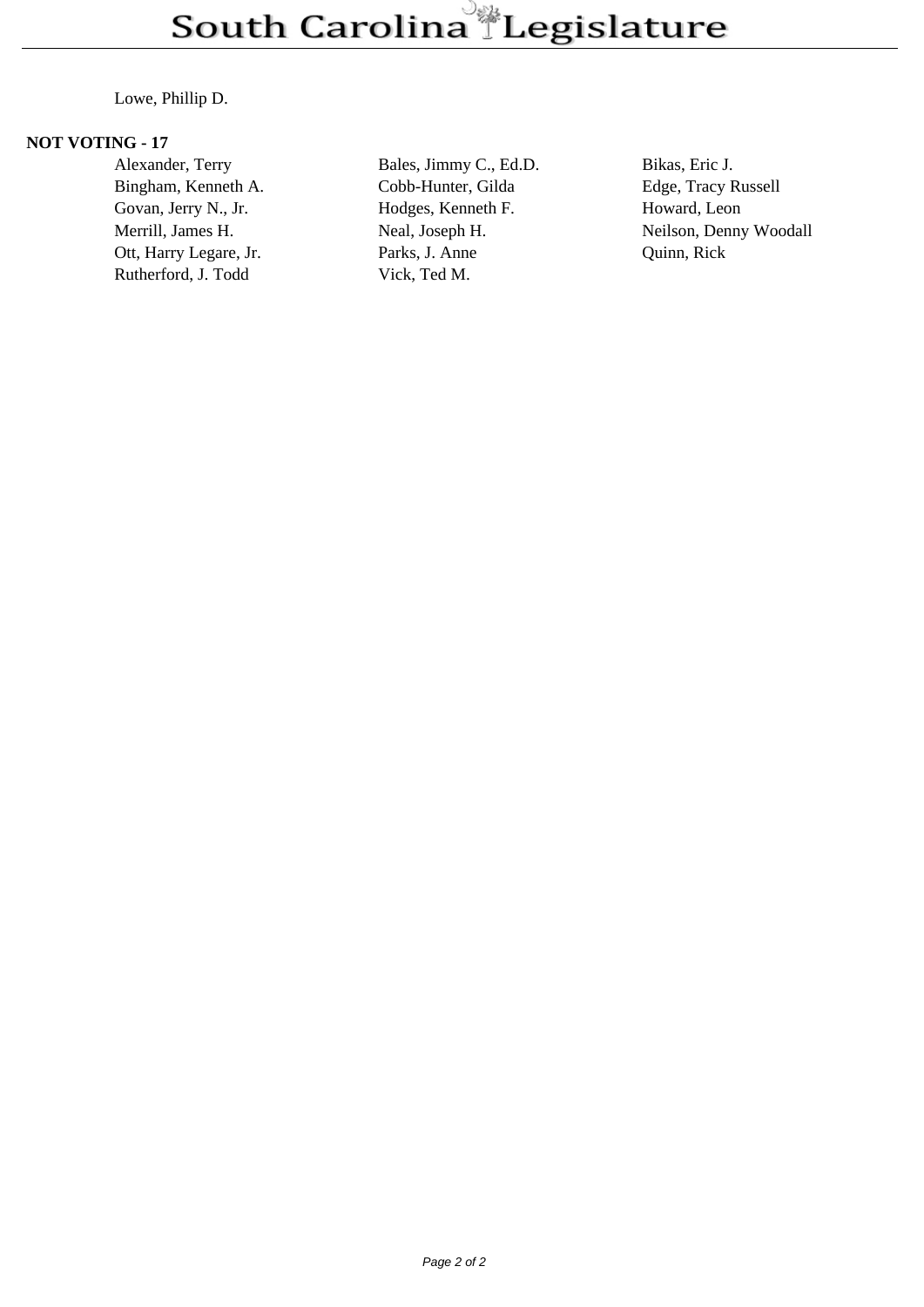Lowe, Phillip D.

**NOT VOTING - 17**

| | | |
|---|---|---|
| Alexander, Terry | Bales, Jimmy C., Ed.D. | Bikas, Eric J. |
| Bingham, Kenneth A. | Cobb-Hunter, Gilda | Edge, Tracy Russell |
| Govan, Jerry N., Jr. | Hodges, Kenneth F. | Howard, Leon |
| Merrill, James H. | Neal, Joseph H. | Neilson, Denny Woodall |
| Ott, Harry Legare, Jr. | Parks, J. Anne | Quinn, Rick |
| Rutherford, J. Todd | Vick, Ted M. | |